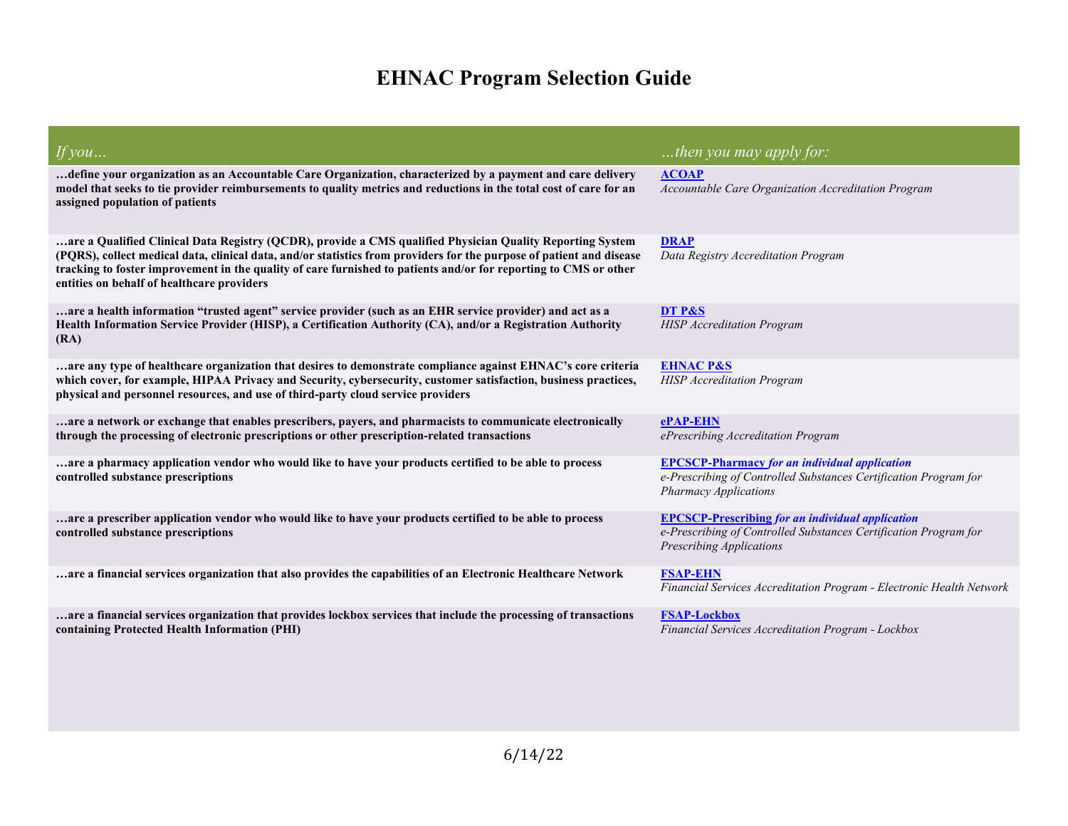# EHNAC Program Selection Guide

| *If you…* | *…then you may apply for:* |
|---|---|
| **…define your organization as an Accountable Care Organization, characterized by a payment and care delivery model that seeks to tie provider reimbursements to quality metrics and reductions in the total cost of care for an assigned population of patients** | **ACOAP**<br>*Accountable Care Organization Accreditation Program* |
| **…are a Qualified Clinical Data Registry (QCDR), provide a CMS qualified Physician Quality Reporting System (PQRS), collect medical data, clinical data, and/or statistics from providers for the purpose of patient and disease tracking to foster improvement in the quality of care furnished to patients and/or for reporting to CMS or other entities on behalf of healthcare providers** | **DRAP**<br>*Data Registry Accreditation Program* |
| **…are a health information "trusted agent" service provider (such as an EHR service provider) and act as a Health Information Service Provider (HISP), a Certification Authority (CA), and/or a Registration Authority (RA)** | **DT P&S**<br>*HISP Accreditation Program* |
| **…are any type of healthcare organization that desires to demonstrate compliance against EHNAC's core criteria which cover, for example, HIPAA Privacy and Security, cybersecurity, customer satisfaction, business practices, physical and personnel resources, and use of third-party cloud service providers** | **EHNAC P&S**<br>*HISP Accreditation Program* |
| **…are a network or exchange that enables prescribers, payers, and pharmacists to communicate electronically through the processing of electronic prescriptions or other prescription-related transactions** | **ePAP-EHN**<br>*ePrescribing Accreditation Program* |
| **…are a pharmacy application vendor who would like to have your products certified to be able to process controlled substance prescriptions** | **EPCSCP-Pharmacy** ***for an individual application***<br>*e-Prescribing of Controlled Substances Certification Program for Pharmacy Applications* |
| **…are a prescriber application vendor who would like to have your products certified to be able to process controlled substance prescriptions** | **EPCSCP-Prescribing** ***for an individual application***<br>*e-Prescribing of Controlled Substances Certification Program for Prescribing Applications* |
| **…are a financial services organization that also provides the capabilities of an Electronic Healthcare Network** | **FSAP-EHN**<br>*Financial Services Accreditation Program - Electronic Health Network* |
| **…are a financial services organization that provides lockbox services that include the processing of transactions containing Protected Health Information (PHI)** | **FSAP-Lockbox**<br>*Financial Services Accreditation Program - Lockbox* |

6/14/22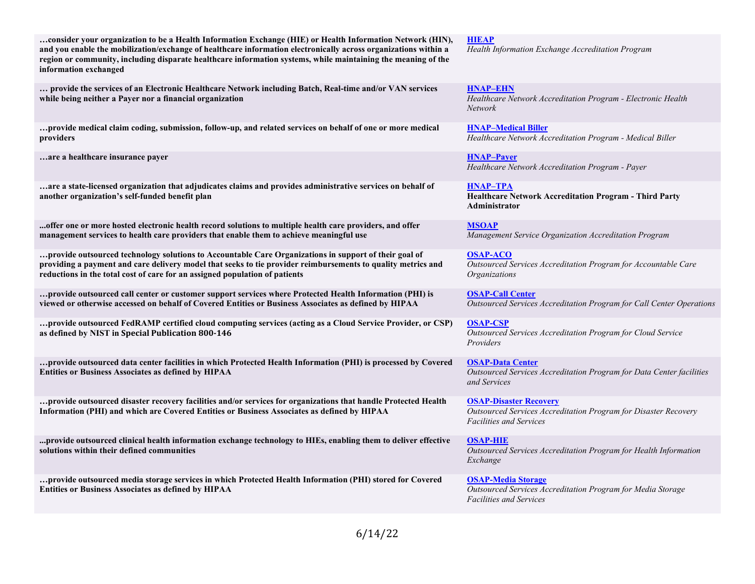| | |
|---|---|
| **…consider your organization to be a Health Information Exchange (HIE) or Health Information Network (HIN), and you enable the mobilization/exchange of healthcare information electronically across organizations within a region or community, including disparate healthcare information systems, while maintaining the meaning of the information exchanged** | **HIEAP**<br>*Health Information Exchange Accreditation Program* |
| **… provide the services of an Electronic Healthcare Network including Batch, Real-time and/or VAN services while being neither a Payer nor a financial organization** | **HNAP–EHN**<br>*Healthcare Network Accreditation Program - Electronic Health Network* |
| **…provide medical claim coding, submission, follow-up, and related services on behalf of one or more medical providers** | **HNAP–Medical Biller**<br>*Healthcare Network Accreditation Program - Medical Biller* |
| **…are a healthcare insurance payer** | **HNAP–Payer**<br>*Healthcare Network Accreditation Program - Payer* |
| **…are a state-licensed organization that adjudicates claims and provides administrative services on behalf of another organization's self-funded benefit plan** | **HNAP–TPA**<br>**Healthcare Network Accreditation Program - Third Party Administrator** |
| **...offer one or more hosted electronic health record solutions to multiple health care providers, and offer management services to health care providers that enable them to achieve meaningful use** | **MSOAP**<br>*Management Service Organization Accreditation Program* |
| **…provide outsourced technology solutions to Accountable Care Organizations in support of their goal of providing a payment and care delivery model that seeks to tie provider reimbursements to quality metrics and reductions in the total cost of care for an assigned population of patients** | **OSAP-ACO**<br>*Outsourced Services Accreditation Program for Accountable Care Organizations* |
| **…provide outsourced call center or customer support services where Protected Health Information (PHI) is viewed or otherwise accessed on behalf of Covered Entities or Business Associates as defined by HIPAA** | **OSAP-Call Center**<br>*Outsourced Services Accreditation Program for Call Center Operations* |
| **…provide outsourced FedRAMP certified cloud computing services (acting as a Cloud Service Provider, or CSP) as defined by NIST in Special Publication 800-146** | **OSAP-CSP**<br>*Outsourced Services Accreditation Program for Cloud Service Providers* |
| **…provide outsourced data center facilities in which Protected Health Information (PHI) is processed by Covered Entities or Business Associates as defined by HIPAA** | **OSAP-Data Center**<br>*Outsourced Services Accreditation Program for Data Center facilities and Services* |
| **…provide outsourced disaster recovery facilities and/or services for organizations that handle Protected Health Information (PHI) and which are Covered Entities or Business Associates as defined by HIPAA** | **OSAP-Disaster Recovery**<br>*Outsourced Services Accreditation Program for Disaster Recovery Facilities and Services* |
| **...provide outsourced clinical health information exchange technology to HIEs, enabling them to deliver effective solutions within their defined communities** | **OSAP-HIE**<br>*Outsourced Services Accreditation Program for Health Information Exchange* |
| **…provide outsourced media storage services in which Protected Health Information (PHI) stored for Covered Entities or Business Associates as defined by HIPAA** | **OSAP-Media Storage**<br>*Outsourced Services Accreditation Program for Media Storage Facilities and Services* |

6/14/22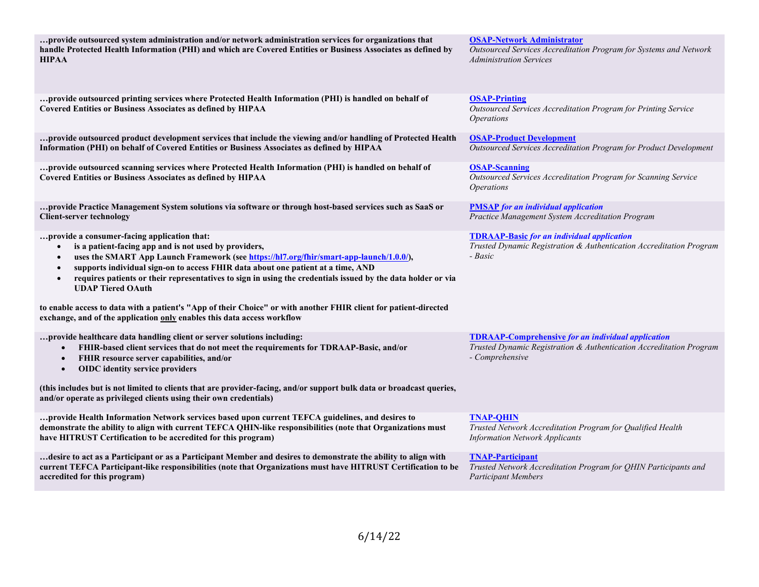| | |
|---|---|
| **…provide outsourced system administration and/or network administration services for organizations that handle Protected Health Information (PHI) and which are Covered Entities or Business Associates as defined by HIPAA** | **OSAP-Network Administrator**<br>*Outsourced Services Accreditation Program for Systems and Network Administration Services* |
| **…provide outsourced printing services where Protected Health Information (PHI) is handled on behalf of Covered Entities or Business Associates as defined by HIPAA** | **OSAP-Printing**<br>*Outsourced Services Accreditation Program for Printing Service Operations* |
| **…provide outsourced product development services that include the viewing and/or handling of Protected Health Information (PHI) on behalf of Covered Entities or Business Associates as defined by HIPAA** | **OSAP-Product Development**<br>*Outsourced Services Accreditation Program for Product Development* |
| **…provide outsourced scanning services where Protected Health Information (PHI) is handled on behalf of Covered Entities or Business Associates as defined by HIPAA** | **OSAP-Scanning**<br>*Outsourced Services Accreditation Program for Scanning Service Operations* |
| **…provide Practice Management System solutions via software or through host-based services such as SaaS or Client-server technology** | **PMSAP** ***for an individual application***<br>*Practice Management System Accreditation Program* |
| **…provide a consumer-facing application that:**<br>• **is a patient-facing app and is not used by providers,**<br>• **uses the SMART App Launch Framework (see https://hl7.org/fhir/smart-app-launch/1.0.0/),**<br>• **supports individual sign-on to access FHIR data about one patient at a time, AND**<br>• **requires patients or their representatives to sign in using the credentials issued by the data holder or via UDAP Tiered OAuth**<br><br>**to enable access to data with a patient's "App of their Choice" or with another FHIR client for patient-directed exchange, and of the application only enables this data access workflow** | **TDRAAP-Basic** ***for an individual application***<br>*Trusted Dynamic Registration & Authentication Accreditation Program - Basic* |
| **…provide healthcare data handling client or server solutions including:**<br>• **FHIR-based client services that do not meet the requirements for TDRAAP-Basic, and/or**<br>• **FHIR resource server capabilities, and/or**<br>• **OIDC identity service providers**<br><br>**(this includes but is not limited to clients that are provider-facing, and/or support bulk data or broadcast queries, and/or operate as privileged clients using their own credentials)** | **TDRAAP-Comprehensive** ***for an individual application***<br>*Trusted Dynamic Registration & Authentication Accreditation Program - Comprehensive* |
| **…provide Health Information Network services based upon current TEFCA guidelines, and desires to demonstrate the ability to align with current TEFCA QHIN-like responsibilities (note that Organizations must have HITRUST Certification to be accredited for this program)** | **TNAP-QHIN**<br>*Trusted Network Accreditation Program for Qualified Health Information Network Applicants* |
| **…desire to act as a Participant or as a Participant Member and desires to demonstrate the ability to align with current TEFCA Participant-like responsibilities (note that Organizations must have HITRUST Certification to be accredited for this program)** | **TNAP-Participant**<br>*Trusted Network Accreditation Program for QHIN Participants and Participant Members* |

6/14/22